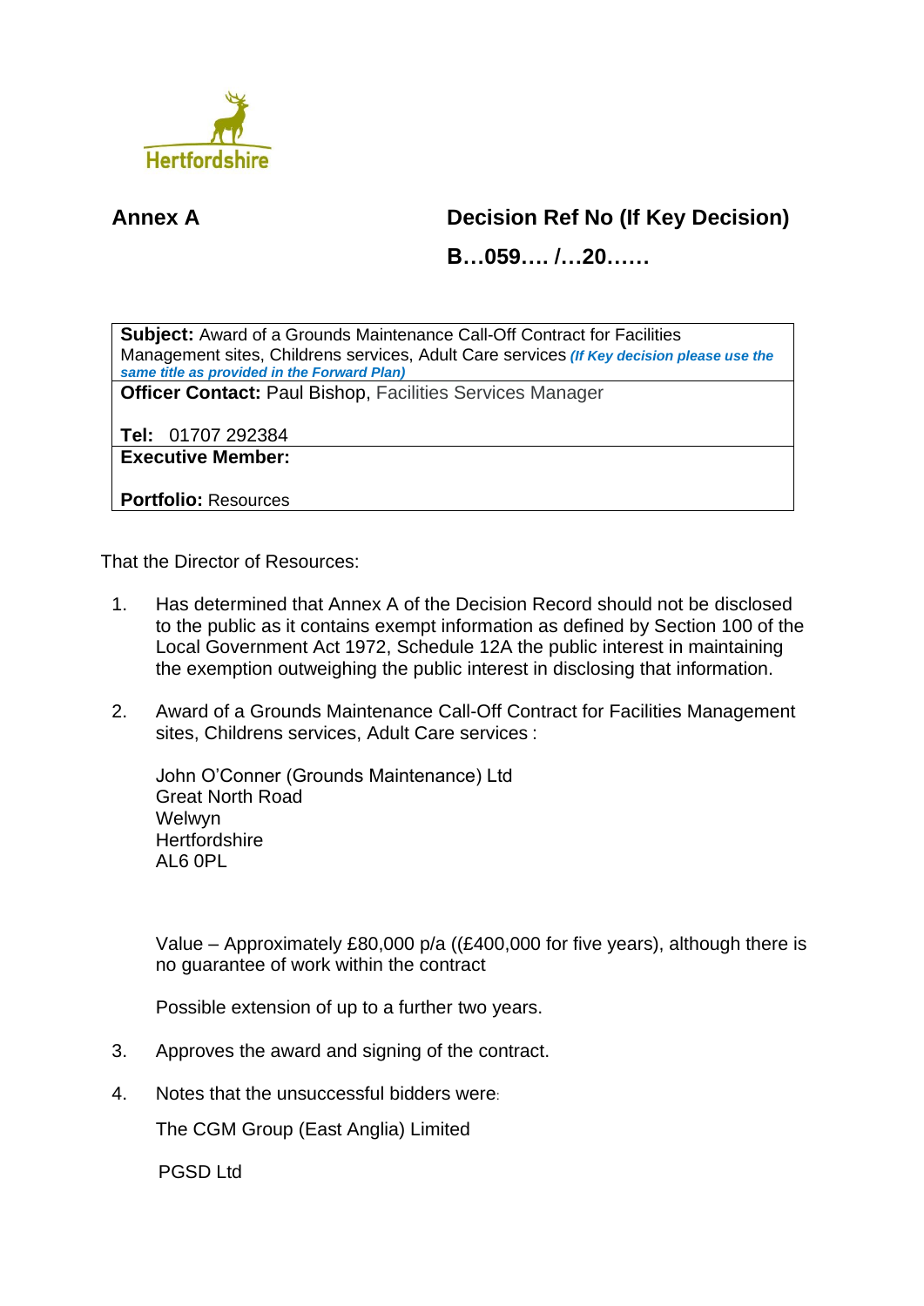Hertfordshire

**Annex A**

**Decision Ref No (If Key Decision)**

**B…059…. /…20……**

| |
|---|
| **Subject:** Award of a Grounds Maintenance Call-Off Contract for Facilities Management sites, Childrens services, Adult Care services ***(If Key decision please use the same title as provided in the Forward Plan)*** |
| **Officer Contact:** Paul Bishop, Facilities Services Manager<br><br>**Tel:** 01707 292384 |
| **Executive Member:**<br><br>**Portfolio:** Resources |

That the Director of Resources:

1. Has determined that Annex A of the Decision Record should not be disclosed to the public as it contains exempt information as defined by Section 100 of the Local Government Act 1972, Schedule 12A the public interest in maintaining the exemption outweighing the public interest in disclosing that information.

2. Award of a Grounds Maintenance Call-Off Contract for Facilities Management sites, Childrens services, Adult Care services :

   John O'Conner (Grounds Maintenance) Ltd
   Great North Road
   Welwyn
   Hertfordshire
   AL6 0PL

   Value – Approximately £80,000 p/a ((£400,000 for five years), although there is no guarantee of work within the contract

   Possible extension of up to a further two years.

3. Approves the award and signing of the contract.

4. Notes that the unsuccessful bidders were:

   The CGM Group (East Anglia) Limited

   PGSD Ltd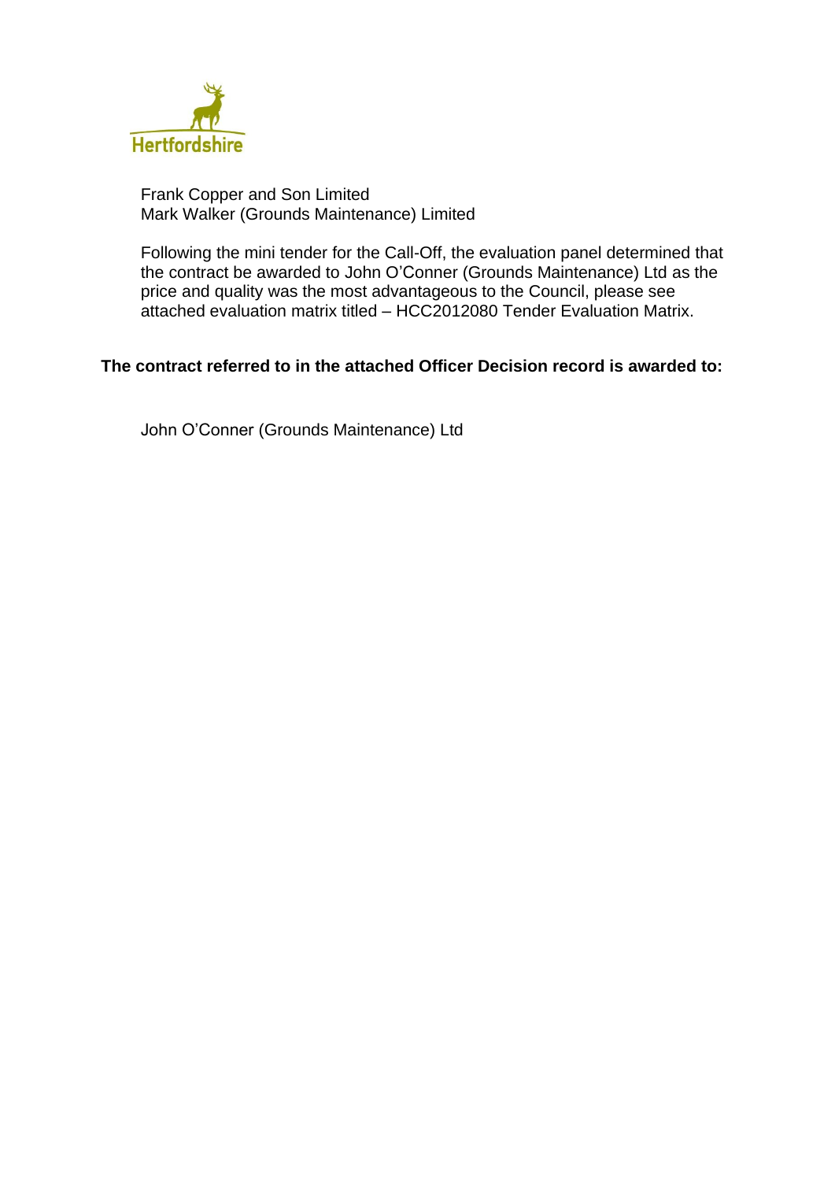Frank Copper and Son Limited
Mark Walker (Grounds Maintenance) Limited

Following the mini tender for the Call-Off, the evaluation panel determined that the contract be awarded to John O'Conner (Grounds Maintenance) Ltd as the price and quality was the most advantageous to the Council, please see attached evaluation matrix titled – HCC2012080 Tender Evaluation Matrix.

**The contract referred to in the attached Officer Decision record is awarded to:**

John O'Conner (Grounds Maintenance) Ltd